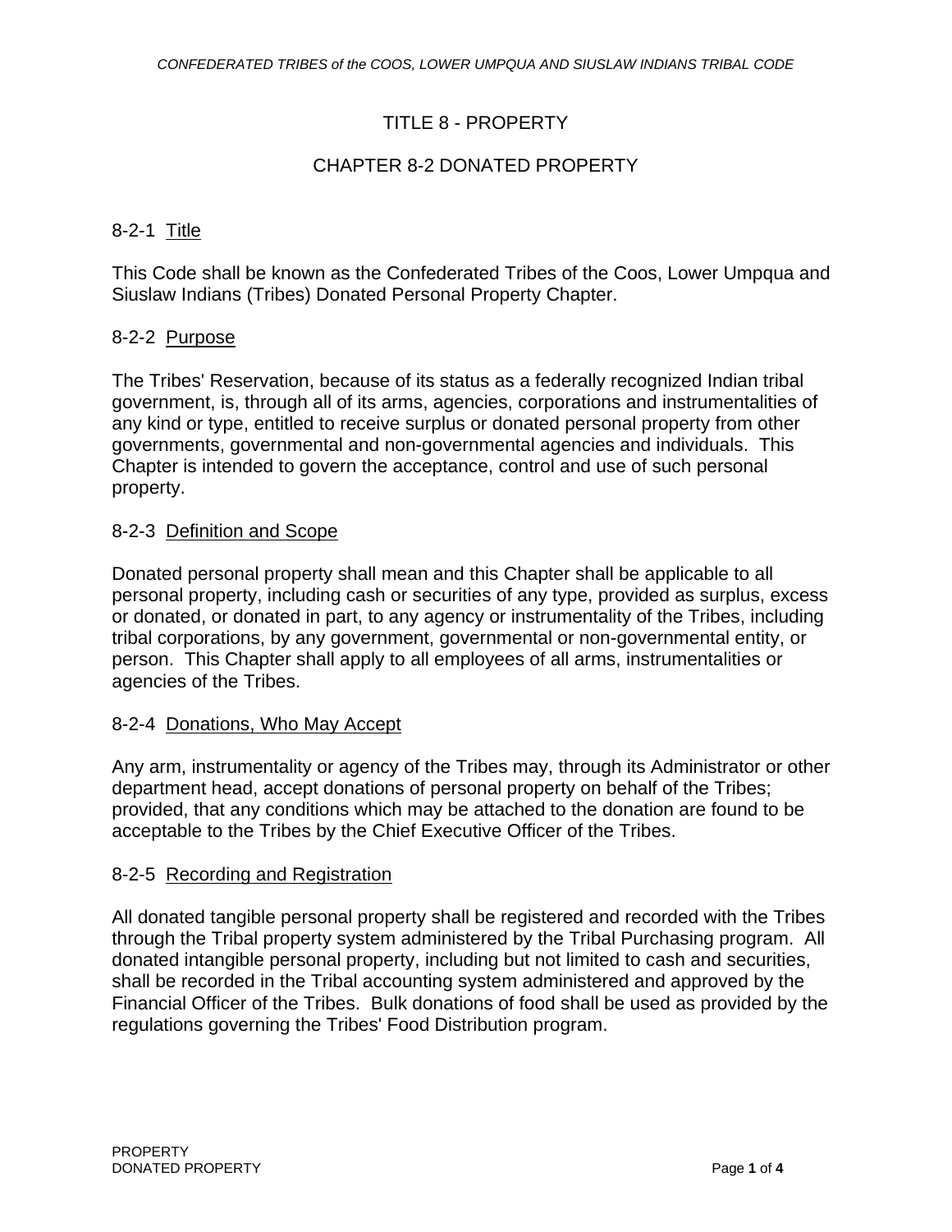# TITLE 8 - PROPERTY

## CHAPTER 8-2 DONATED PROPERTY

### 8-2-1 Title

This Code shall be known as the Confederated Tribes of the Coos, Lower Umpqua and Siuslaw Indians (Tribes) Donated Personal Property Chapter.

### 8-2-2 Purpose

The Tribes' Reservation, because of its status as a federally recognized Indian tribal government, is, through all of its arms, agencies, corporations and instrumentalities of any kind or type, entitled to receive surplus or donated personal property from other governments, governmental and non-governmental agencies and individuals. This Chapter is intended to govern the acceptance, control and use of such personal property.

### 8-2-3 Definition and Scope

Donated personal property shall mean and this Chapter shall be applicable to all personal property, including cash or securities of any type, provided as surplus, excess or donated, or donated in part, to any agency or instrumentality of the Tribes, including tribal corporations, by any government, governmental or non-governmental entity, or person. This Chapter shall apply to all employees of all arms, instrumentalities or agencies of the Tribes.

### 8-2-4 Donations, Who May Accept

Any arm, instrumentality or agency of the Tribes may, through its Administrator or other department head, accept donations of personal property on behalf of the Tribes; provided, that any conditions which may be attached to the donation are found to be acceptable to the Tribes by the Chief Executive Officer of the Tribes.

### 8-2-5 Recording and Registration

All donated tangible personal property shall be registered and recorded with the Tribes through the Tribal property system administered by the Tribal Purchasing program. All donated intangible personal property, including but not limited to cash and securities, shall be recorded in the Tribal accounting system administered and approved by the Financial Officer of the Tribes. Bulk donations of food shall be used as provided by the regulations governing the Tribes' Food Distribution program.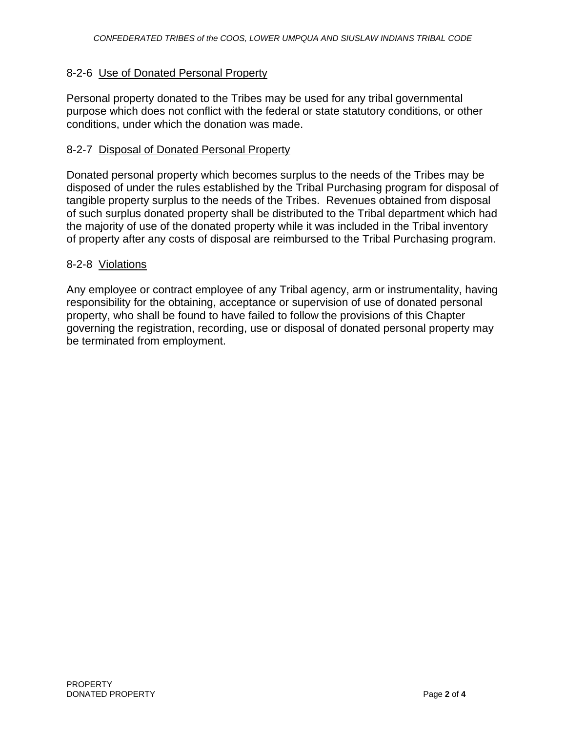### 8-2-6 Use of Donated Personal Property

Personal property donated to the Tribes may be used for any tribal governmental purpose which does not conflict with the federal or state statutory conditions, or other conditions, under which the donation was made.

### 8-2-7 Disposal of Donated Personal Property

Donated personal property which becomes surplus to the needs of the Tribes may be disposed of under the rules established by the Tribal Purchasing program for disposal of tangible property surplus to the needs of the Tribes. Revenues obtained from disposal of such surplus donated property shall be distributed to the Tribal department which had the majority of use of the donated property while it was included in the Tribal inventory of property after any costs of disposal are reimbursed to the Tribal Purchasing program.

### 8-2-8 Violations

Any employee or contract employee of any Tribal agency, arm or instrumentality, having responsibility for the obtaining, acceptance or supervision of use of donated personal property, who shall be found to have failed to follow the provisions of this Chapter governing the registration, recording, use or disposal of donated personal property may be terminated from employment.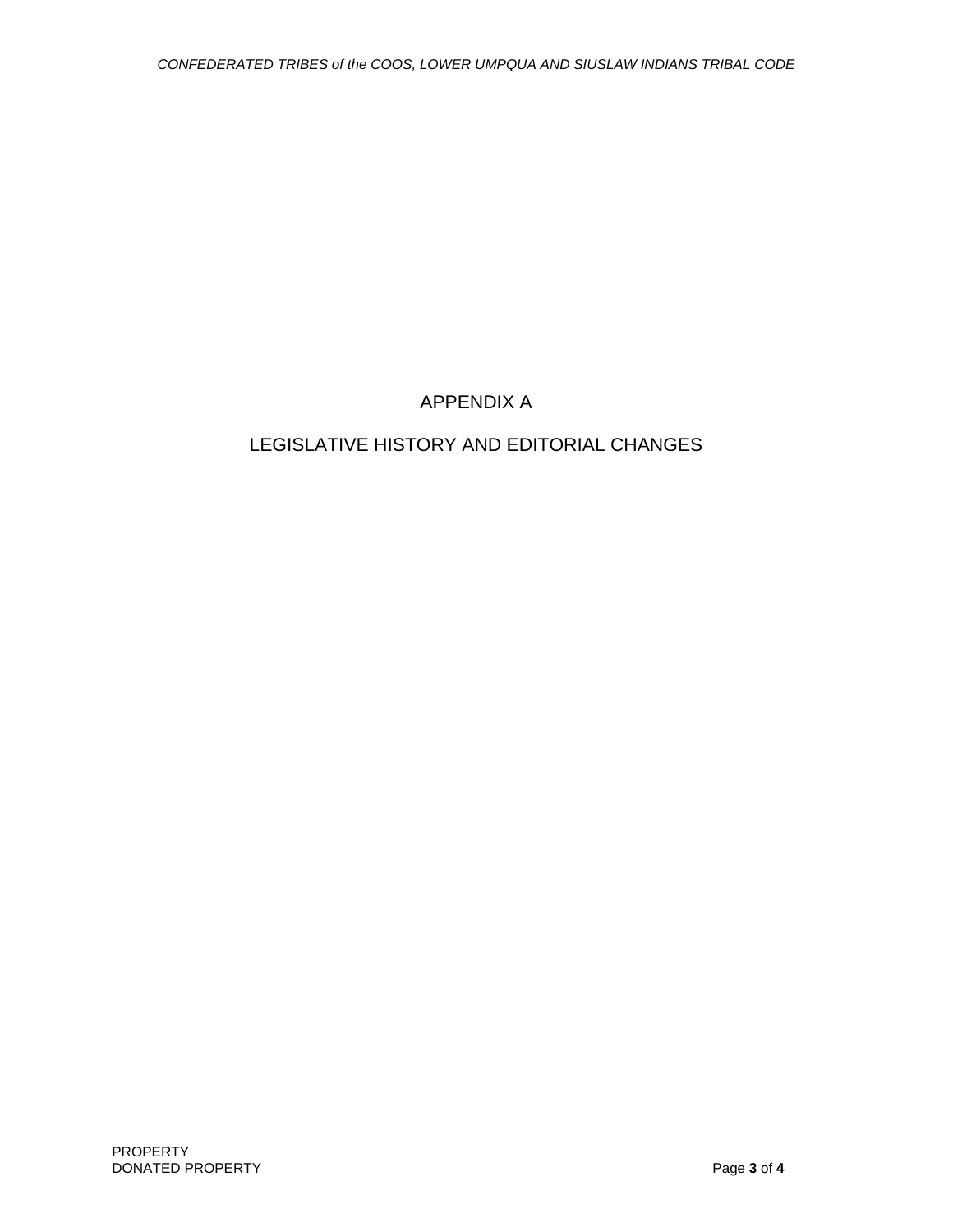# APPENDIX A

# LEGISLATIVE HISTORY AND EDITORIAL CHANGES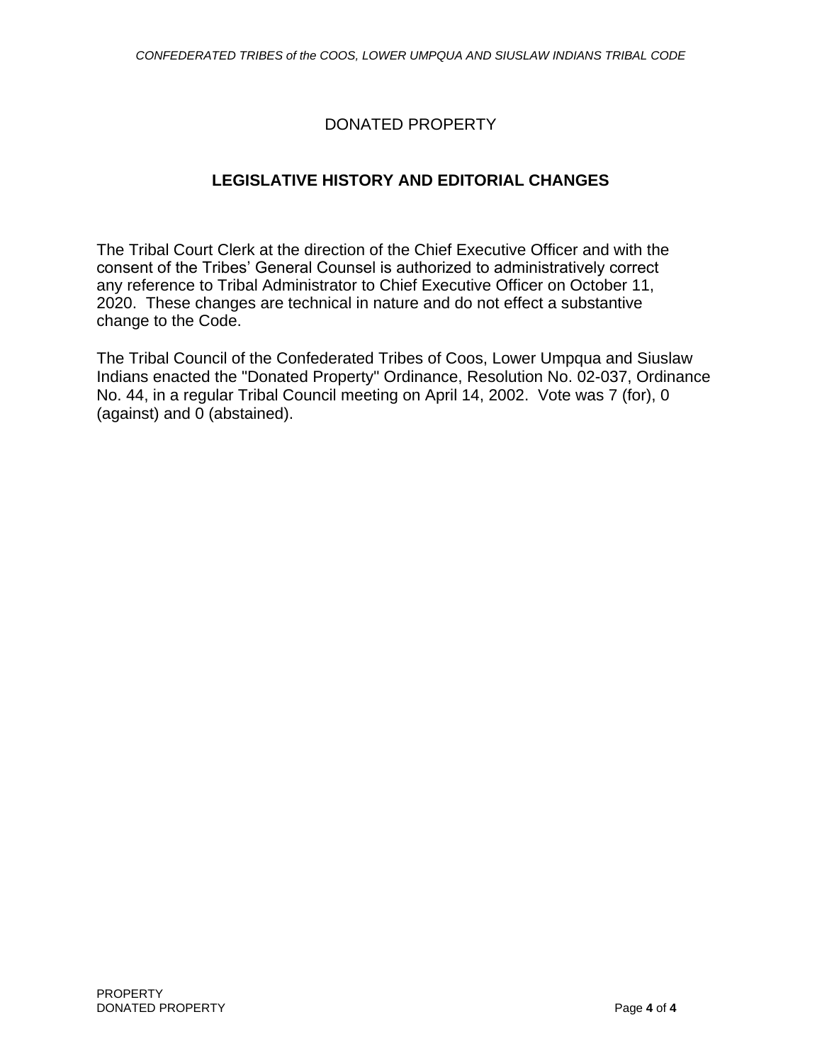# DONATED PROPERTY

## LEGISLATIVE HISTORY AND EDITORIAL CHANGES

The Tribal Court Clerk at the direction of the Chief Executive Officer and with the consent of the Tribes' General Counsel is authorized to administratively correct any reference to Tribal Administrator to Chief Executive Officer on October 11, 2020. These changes are technical in nature and do not effect a substantive change to the Code.

The Tribal Council of the Confederated Tribes of Coos, Lower Umpqua and Siuslaw Indians enacted the "Donated Property" Ordinance, Resolution No. 02-037, Ordinance No. 44, in a regular Tribal Council meeting on April 14, 2002. Vote was 7 (for), 0 (against) and 0 (abstained).